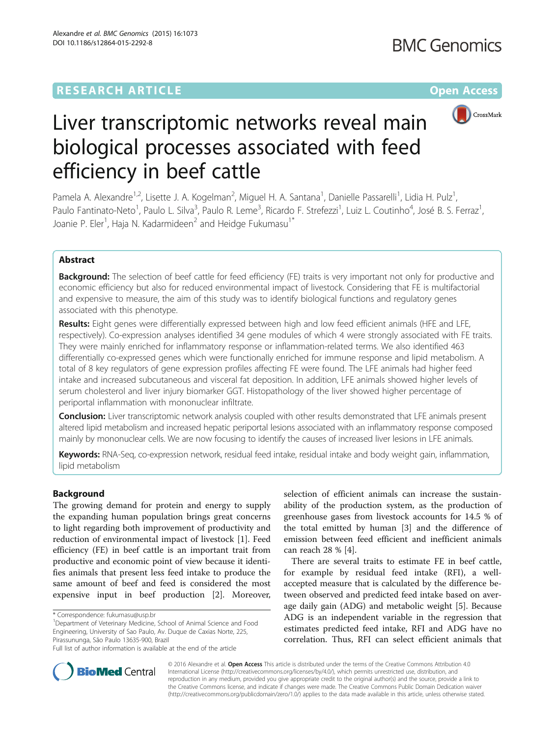RESEARCH ARTICLE

Open Access

# Liver transcriptomic networks reveal main biological processes associated with feed efficiency in beef cattle

Pamela A. Alexandre[1,2], Lisette J. A. Kogelman[2], Miguel H. A. Santana[1], Danielle Passarelli[1], Lidia H. Pulz[1], Paulo Fantinato-Neto[1], Paulo L. Silva[3], Paulo R. Leme[3], Ricardo F. Strefezzi[1], Luiz L. Coutinho[4], José B. S. Ferraz[1], Joanie P. Eler[1], Haja N. Kadarmideen[2] and Heidge Fukumasu[1*]

## Abstract

**Background:** The selection of beef cattle for feed efficiency (FE) traits is very important not only for productive and economic efficiency but also for reduced environmental impact of livestock. Considering that FE is multifactorial and expensive to measure, the aim of this study was to identify biological functions and regulatory genes associated with this phenotype.

**Results:** Eight genes were differentially expressed between high and low feed efficient animals (HFE and LFE, respectively). Co-expression analyses identified 34 gene modules of which 4 were strongly associated with FE traits. They were mainly enriched for inflammatory response or inflammation-related terms. We also identified 463 differentially co-expressed genes which were functionally enriched for immune response and lipid metabolism. A total of 8 key regulators of gene expression profiles affecting FE were found. The LFE animals had higher feed intake and increased subcutaneous and visceral fat deposition. In addition, LFE animals showed higher levels of serum cholesterol and liver injury biomarker GGT. Histopathology of the liver showed higher percentage of periportal inflammation with mononuclear infiltrate.

**Conclusion:** Liver transcriptomic network analysis coupled with other results demonstrated that LFE animals present altered lipid metabolism and increased hepatic periportal lesions associated with an inflammatory response composed mainly by mononuclear cells. We are now focusing to identify the causes of increased liver lesions in LFE animals.

**Keywords:** RNA-Seq, co-expression network, residual feed intake, residual intake and body weight gain, inflammation, lipid metabolism

## Background

The growing demand for protein and energy to supply the expanding human population brings great concerns to light regarding both improvement of productivity and reduction of environmental impact of livestock [1]. Feed efficiency (FE) in beef cattle is an important trait from productive and economic point of view because it identifies animals that present less feed intake to produce the same amount of beef and feed is considered the most expensive input in beef production [2]. Moreover, selection of efficient animals can increase the sustainability of the production system, as the production of greenhouse gases from livestock accounts for 14.5 % of the total emitted by human [3] and the difference of emission between feed efficient and inefficient animals can reach 28 % [4].

There are several traits to estimate FE in beef cattle, for example by residual feed intake (RFI), a well-accepted measure that is calculated by the difference between observed and predicted feed intake based on average daily gain (ADG) and metabolic weight [5]. Because ADG is an independent variable in the regression that estimates predicted feed intake, RFI and ADG have no correlation. Thus, RFI can select efficient animals that

\* Correspondence: fukumasu@usp.br
[1]Department of Veterinary Medicine, School of Animal Science and Food Engineering, University of Sao Paulo, Av. Duque de Caxias Norte, 225, Pirassununga, São Paulo 13635-900, Brazil
Full list of author information is available at the end of the article

© 2016 Alexandre et al. **Open Access** This article is distributed under the terms of the Creative Commons Attribution 4.0 International License (http://creativecommons.org/licenses/by/4.0/), which permits unrestricted use, distribution, and reproduction in any medium, provided you give appropriate credit to the original author(s) and the source, provide a link to the Creative Commons license, and indicate if changes were made. The Creative Commons Public Domain Dedication waiver (http://creativecommons.org/publicdomain/zero/1.0/) applies to the data made available in this article, unless otherwise stated.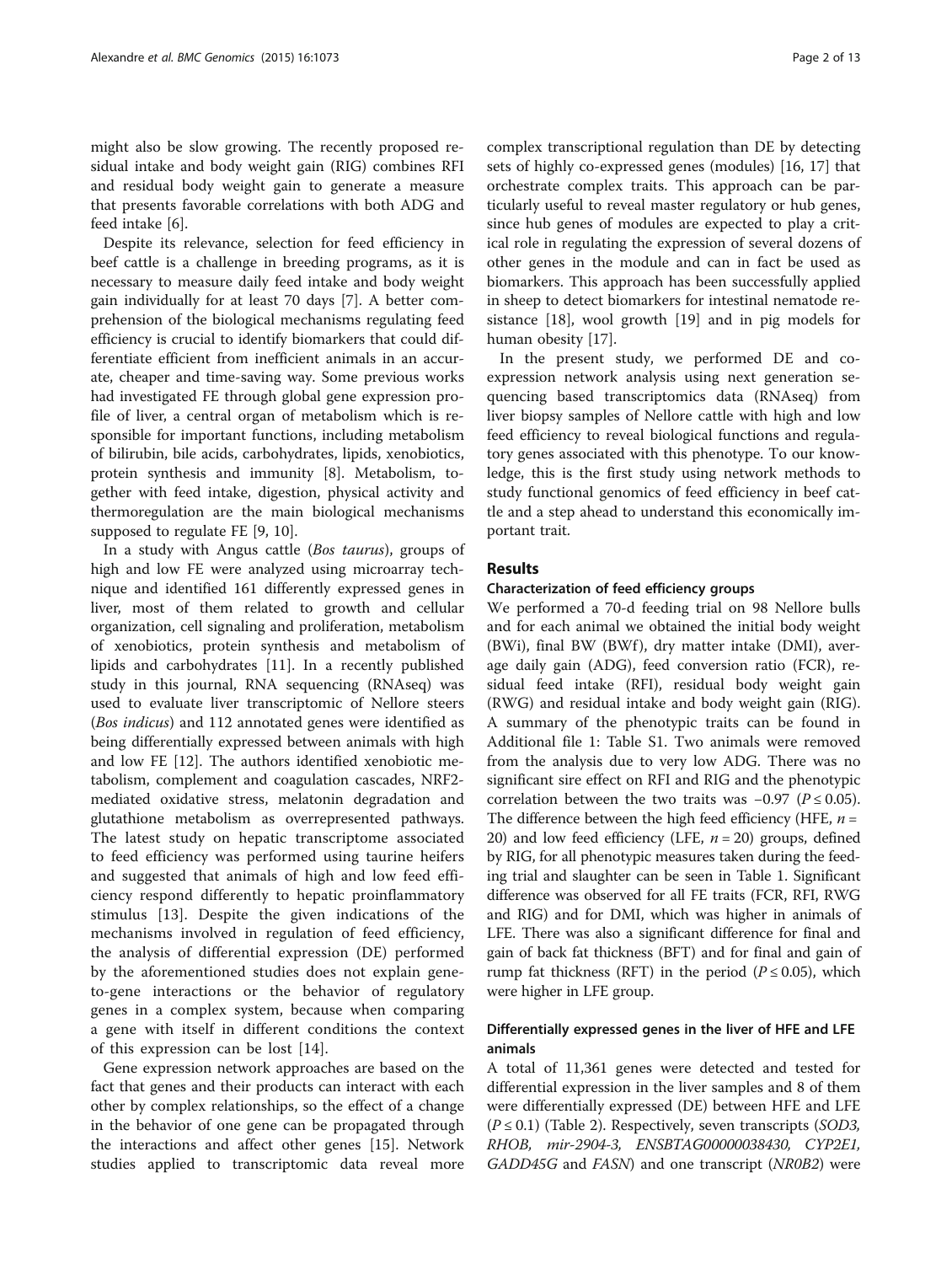might also be slow growing. The recently proposed residual intake and body weight gain (RIG) combines RFI and residual body weight gain to generate a measure that presents favorable correlations with both ADG and feed intake [6].

Despite its relevance, selection for feed efficiency in beef cattle is a challenge in breeding programs, as it is necessary to measure daily feed intake and body weight gain individually for at least 70 days [7]. A better comprehension of the biological mechanisms regulating feed efficiency is crucial to identify biomarkers that could differentiate efficient from inefficient animals in an accurate, cheaper and time-saving way. Some previous works had investigated FE through global gene expression profile of liver, a central organ of metabolism which is responsible for important functions, including metabolism of bilirubin, bile acids, carbohydrates, lipids, xenobiotics, protein synthesis and immunity [8]. Metabolism, together with feed intake, digestion, physical activity and thermoregulation are the main biological mechanisms supposed to regulate FE [9, 10].

In a study with Angus cattle (*Bos taurus*), groups of high and low FE were analyzed using microarray technique and identified 161 differently expressed genes in liver, most of them related to growth and cellular organization, cell signaling and proliferation, metabolism of xenobiotics, protein synthesis and metabolism of lipids and carbohydrates [11]. In a recently published study in this journal, RNA sequencing (RNAseq) was used to evaluate liver transcriptomic of Nellore steers (*Bos indicus*) and 112 annotated genes were identified as being differentially expressed between animals with high and low FE [12]. The authors identified xenobiotic metabolism, complement and coagulation cascades, NRF2-mediated oxidative stress, melatonin degradation and glutathione metabolism as overrepresented pathways. The latest study on hepatic transcriptome associated to feed efficiency was performed using taurine heifers and suggested that animals of high and low feed efficiency respond differently to hepatic proinflammatory stimulus [13]. Despite the given indications of the mechanisms involved in regulation of feed efficiency, the analysis of differential expression (DE) performed by the aforementioned studies does not explain gene-to-gene interactions or the behavior of regulatory genes in a complex system, because when comparing a gene with itself in different conditions the context of this expression can be lost [14].

Gene expression network approaches are based on the fact that genes and their products can interact with each other by complex relationships, so the effect of a change in the behavior of one gene can be propagated through the interactions and affect other genes [15]. Network studies applied to transcriptomic data reveal more complex transcriptional regulation than DE by detecting sets of highly co-expressed genes (modules) [16, 17] that orchestrate complex traits. This approach can be particularly useful to reveal master regulatory or hub genes, since hub genes of modules are expected to play a critical role in regulating the expression of several dozens of other genes in the module and can in fact be used as biomarkers. This approach has been successfully applied in sheep to detect biomarkers for intestinal nematode resistance [18], wool growth [19] and in pig models for human obesity [17].

In the present study, we performed DE and co-expression network analysis using next generation sequencing based transcriptomics data (RNAseq) from liver biopsy samples of Nellore cattle with high and low feed efficiency to reveal biological functions and regulatory genes associated with this phenotype. To our knowledge, this is the first study using network methods to study functional genomics of feed efficiency in beef cattle and a step ahead to understand this economically important trait.

## Results

### Characterization of feed efficiency groups

We performed a 70-d feeding trial on 98 Nellore bulls and for each animal we obtained the initial body weight (BWi), final BW (BWf), dry matter intake (DMI), average daily gain (ADG), feed conversion ratio (FCR), residual feed intake (RFI), residual body weight gain (RWG) and residual intake and body weight gain (RIG). A summary of the phenotypic traits can be found in Additional file 1: Table S1. Two animals were removed from the analysis due to very low ADG. There was no significant sire effect on RFI and RIG and the phenotypic correlation between the two traits was −0.97 ($P \leq 0.05$). The difference between the high feed efficiency (HFE, $n = 20$) and low feed efficiency (LFE, $n = 20$) groups, defined by RIG, for all phenotypic measures taken during the feeding trial and slaughter can be seen in Table 1. Significant difference was observed for all FE traits (FCR, RFI, RWG and RIG) and for DMI, which was higher in animals of LFE. There was also a significant difference for final and gain of back fat thickness (BFT) and for final and gain of rump fat thickness (RFT) in the period ($P \leq 0.05$), which were higher in LFE group.

### Differentially expressed genes in the liver of HFE and LFE animals

A total of 11,361 genes were detected and tested for differential expression in the liver samples and 8 of them were differentially expressed (DE) between HFE and LFE ($P \leq 0.1$) (Table 2). Respectively, seven transcripts (*SOD3*, *RHOB*, *mir-2904-3*, *ENSBTAG00000038430*, *CYP2E1*, *GADD45G* and *FASN*) and one transcript (*NR0B2*) were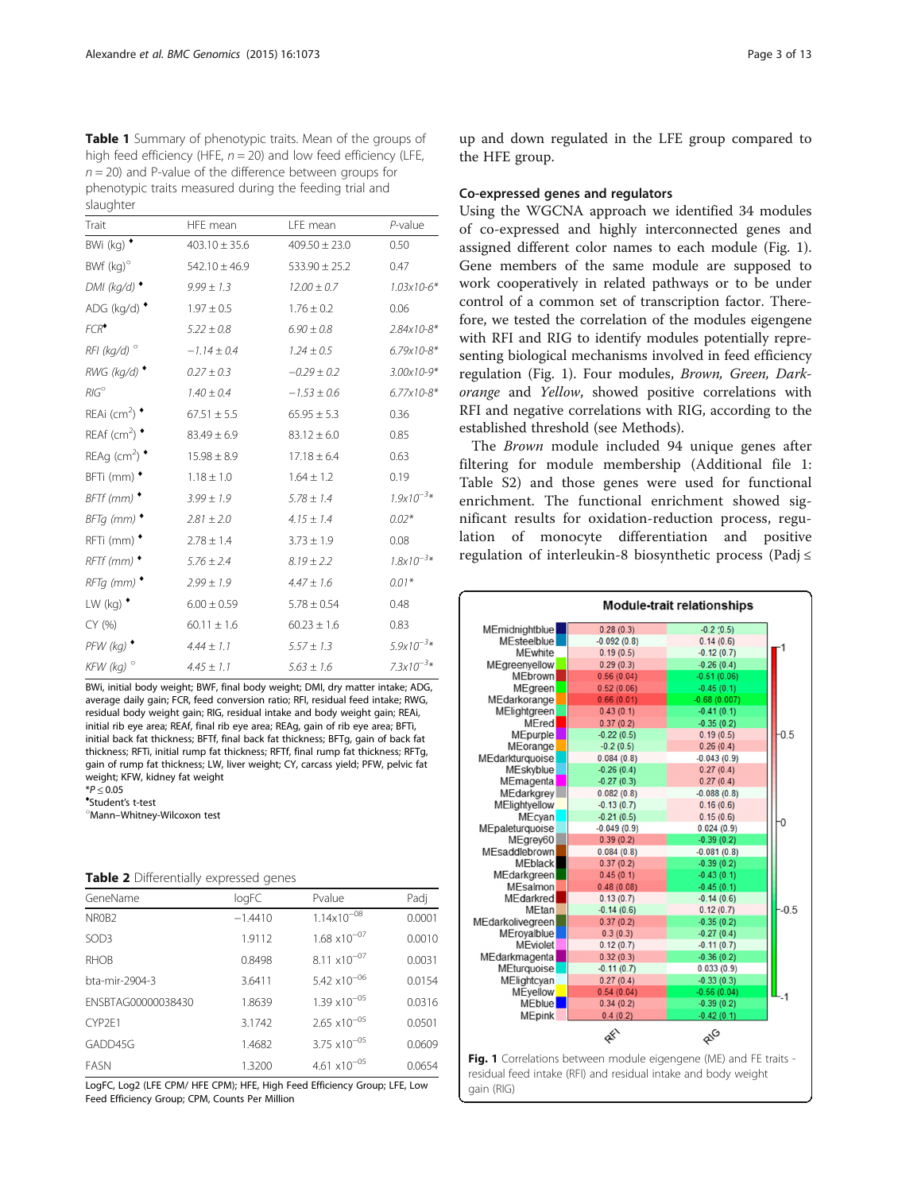**Table 1** Summary of phenotypic traits. Mean of the groups of high feed efficiency (HFE, $n = 20$) and low feed efficiency (LFE, $n = 20$) and P-value of the difference between groups for phenotypic traits measured during the feeding trial and slaughter

| Trait | HFE mean | LFE mean | *P*-value |
|---|---|---|---|
| BWi (kg) ♦ | 403.10 ± 35.6 | 409.50 ± 23.0 | 0.50 |
| BWf (kg)° | 542.10 ± 46.9 | 533.90 ± 25.2 | 0.47 |
| *DMI (kg/d)* ♦ | *9.99 ± 1.3* | *12.00 ± 0.7* | *1.03x10-6\** |
| ADG (kg/d) ♦ | 1.97 ± 0.5 | 1.76 ± 0.2 | 0.06 |
| *FCR*♦ | *5.22 ± 0.8* | *6.90 ± 0.8* | *2.84x10-8\** |
| *RFI (kg/d)* ° | *−1.14 ± 0.4* | *1.24 ± 0.5* | *6.79x10-8\** |
| *RWG (kg/d)* ♦ | *0.27 ± 0.3* | *−0.29 ± 0.2* | *3.00x10-9\** |
| *RIG*° | *1.40 ± 0.4* | *−1.53 ± 0.6* | *6.77x10-8\** |
| REAi ($cm^2$) ♦ | 67.51 ± 5.5 | 65.95 ± 5.3 | 0.36 |
| REAf ($cm^2$) ♦ | 83.49 ± 6.9 | 83.12 ± 6.0 | 0.85 |
| REAg ($cm^2$) ♦ | 15.98 ± 8.9 | 17.18 ± 6.4 | 0.63 |
| BFTi (mm) ♦ | 1.18 ± 1.0 | 1.64 ± 1.2 | 0.19 |
| *BFTf (mm)* ♦ | *3.99 ± 1.9* | *5.78 ± 1.4* | *$1.9x10^{-3}$\** |
| *BFTg (mm)* ♦ | *2.81 ± 2.0* | *4.15 ± 1.4* | *0.02\** |
| RFTi (mm) ♦ | 2.78 ± 1.4 | 3.73 ± 1.9 | 0.08 |
| *RFTf (mm)* ♦ | *5.76 ± 2.4* | *8.19 ± 2.2* | *$1.8x10^{-3}$\** |
| *RFTg (mm)* ♦ | *2.99 ± 1.9* | *4.47 ± 1.6* | *0.01\** |
| LW (kg) ♦ | 6.00 ± 0.59 | 5.78 ± 0.54 | 0.48 |
| CY (%) | 60.11 ± 1.6 | 60.23 ± 1.6 | 0.83 |
| *PFW (kg)* ♦ | *4.44 ± 1.1* | *5.57 ± 1.3* | *$5.9x10^{-3}$\** |
| *KFW (kg)* ° | *4.45 ± 1.1* | *5.63 ± 1.6* | *$7.3x10^{-3}$\** |

BWi, initial body weight; BWF, final body weight; DMI, dry matter intake; ADG, average daily gain; FCR, feed conversion ratio; RFI, residual feed intake; RWG, residual body weight gain; RIG, residual intake and body weight gain; REAi, initial rib eye area; REAf, final rib eye area; REAg, gain of rib eye area; BFTi, initial back fat thickness; BFTf, final back fat thickness; BFTg, gain of back fat thickness; RFTi, initial rump fat thickness; RFTf, final rump fat thickness; RFTg, gain of rump fat thickness; LW, liver weight; CY, carcass yield; PFW, pelvic fat weight; KFW, kidney fat weight
*$P \leq 0.05$
♦Student's t-test
°Mann–Whitney-Wilcoxon test

**Table 2** Differentially expressed genes

| GeneName | logFC | Pvalue | Padj |
|---|---|---|---|
| NR0B2 | −1.4410 | $1.14x10^{-08}$ | 0.0001 |
| SOD3 | 1.9112 | $1.68 x10^{-07}$ | 0.0010 |
| RHOB | 0.8498 | $8.11 x10^{-07}$ | 0.0031 |
| bta-mir-2904-3 | 3.6411 | $5.42 x10^{-06}$ | 0.0154 |
| ENSBTAG00000038430 | 1.8639 | $1.39 x10^{-05}$ | 0.0316 |
| CYP2E1 | 3.1742 | $2.65 x10^{-05}$ | 0.0501 |
| GADD45G | 1.4682 | $3.75 x10^{-05}$ | 0.0609 |
| FASN | 1.3200 | $4.61 x10^{-05}$ | 0.0654 |

LogFC, Log2 (LFE CPM/ HFE CPM); HFE, High Feed Efficiency Group; LFE, Low Feed Efficiency Group; CPM, Counts Per Million

up and down regulated in the LFE group compared to the HFE group.

### Co-expressed genes and regulators

Using the WGCNA approach we identified 34 modules of co-expressed and highly interconnected genes and assigned different color names to each module (Fig. 1). Gene members of the same module are supposed to work cooperatively in related pathways or to be under control of a common set of transcription factor. Therefore, we tested the correlation of the modules eigengene with RFI and RIG to identify modules potentially representing biological mechanisms involved in feed efficiency regulation (Fig. 1). Four modules, *Brown*, *Green*, *Darkorange* and *Yellow*, showed positive correlations with RFI and negative correlations with RIG, according to the established threshold (see Methods).

The *Brown* module included 94 unique genes after filtering for module membership (Additional file 1: Table S2) and those genes were used for functional enrichment. The functional enrichment showed significant results for oxidation-reduction process, regulation of monocyte differentiation and positive regulation of interleukin-8 biosynthetic process (Padj ≤

| Module | RFI | RIG |
|---|---|---|
| MEmidnightblue | 0.28 (0.3) | -0.2 (0.5) |
| MEsteelblue | -0.092 (0.8) | 0.14 (0.6) |
| MEwhite | 0.19 (0.5) | -0.12 (0.7) |
| MEgreenyellow | 0.29 (0.3) | -0.26 (0.4) |
| MEbrown | 0.56 (0.04) | -0.51 (0.06) |
| MEgreen | 0.52 (0.06) | -0.45 (0.1) |
| MEdarkorange | 0.66 (0.01) | -0.68 (0.007) |
| MElightgreen | 0.43 (0.1) | -0.41 (0.1) |
| MEred | 0.37 (0.2) | -0.35 (0.2) |
| MEpurple | -0.22 (0.5) | 0.19 (0.5) |
| MEorange | -0.2 (0.5) | 0.26 (0.4) |
| MEdarkturquoise | 0.084 (0.8) | -0.043 (0.9) |
| MEskyblue | -0.26 (0.4) | 0.27 (0.4) |
| MEmagenta | -0.27 (0.3) | 0.27 (0.4) |
| MEdarkgrey | 0.082 (0.8) | -0.088 (0.8) |
| MElightyellow | -0.13 (0.7) | 0.16 (0.6) |
| MEcyan | -0.21 (0.5) | 0.15 (0.6) |
| MEpaleturquoise | -0.049 (0.9) | 0.024 (0.9) |
| MEgrey60 | 0.39 (0.2) | -0.39 (0.2) |
| MEsaddlebrown | 0.084 (0.8) | -0.081 (0.8) |
| MEblack | 0.37 (0.2) | -0.39 (0.2) |
| MEdarkgreen | 0.45 (0.1) | -0.43 (0.1) |
| MEsalmon | 0.48 (0.08) | -0.45 (0.1) |
| MEdarkred | 0.13 (0.7) | -0.14 (0.6) |
| MEtan | -0.14 (0.6) | 0.12 (0.7) |
| MEdarkolivegreen | 0.37 (0.2) | -0.35 (0.2) |
| MEroyalblue | 0.3 (0.3) | -0.27 (0.4) |
| MEviolet | 0.12 (0.7) | -0.11 (0.7) |
| MEdarkmagenta | 0.32 (0.3) | -0.36 (0.2) |
| MEturquoise | -0.11 (0.7) | 0.033 (0.9) |
| MElightcyan | 0.27 (0.4) | -0.33 (0.3) |
| MEyellow | 0.54 (0.04) | -0.56 (0.04) |
| MEblue | 0.34 (0.2) | -0.39 (0.2) |
| MEpink | 0.4 (0.2) | -0.42 (0.1) |

**Fig. 1** Correlations between module eigengene (ME) and FE traits - residual feed intake (RFI) and residual intake and body weight gain (RIG)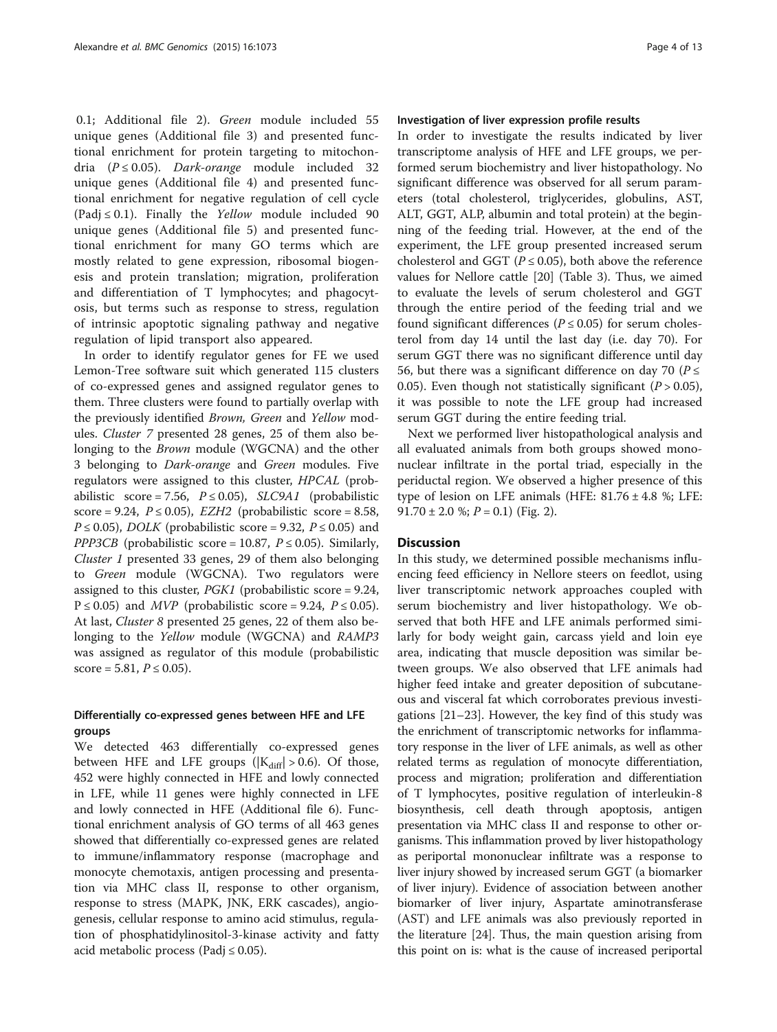0.1; Additional file 2). *Green* module included 55 unique genes (Additional file 3) and presented functional enrichment for protein targeting to mitochondria ($P \leq 0.05$). *Dark-orange* module included 32 unique genes (Additional file 4) and presented functional enrichment for negative regulation of cell cycle (Padj ≤ 0.1). Finally the *Yellow* module included 90 unique genes (Additional file 5) and presented functional enrichment for many GO terms which are mostly related to gene expression, ribosomal biogenesis and protein translation; migration, proliferation and differentiation of T lymphocytes; and phagocytosis, but terms such as response to stress, regulation of intrinsic apoptotic signaling pathway and negative regulation of lipid transport also appeared.

In order to identify regulator genes for FE we used Lemon-Tree software suit which generated 115 clusters of co-expressed genes and assigned regulator genes to them. Three clusters were found to partially overlap with the previously identified *Brown*, *Green* and *Yellow* modules. *Cluster 7* presented 28 genes, 25 of them also belonging to the *Brown* module (WGCNA) and the other 3 belonging to *Dark-orange* and *Green* modules. Five regulators were assigned to this cluster, *HPCAL* (probabilistic score = 7.56, $P \leq 0.05$), *SLC9A1* (probabilistic score = 9.24, $P \leq 0.05$), *EZH2* (probabilistic score = 8.58, $P \leq 0.05$), *DOLK* (probabilistic score = 9.32, $P \leq 0.05$) and *PPP3CB* (probabilistic score = 10.87, $P \leq 0.05$). Similarly, *Cluster 1* presented 33 genes, 29 of them also belonging to *Green* module (WGCNA). Two regulators were assigned to this cluster, *PGK1* (probabilistic score = 9.24, $P \leq 0.05$) and *MVP* (probabilistic score = 9.24, $P \leq 0.05$). At last, *Cluster 8* presented 25 genes, 22 of them also belonging to the *Yellow* module (WGCNA) and *RAMP3* was assigned as regulator of this module (probabilistic score = 5.81, $P \leq 0.05$).

### Differentially co-expressed genes between HFE and LFE groups

We detected 463 differentially co-expressed genes between HFE and LFE groups ($|K_{diff}| > 0.6$). Of those, 452 were highly connected in HFE and lowly connected in LFE, while 11 genes were highly connected in LFE and lowly connected in HFE (Additional file 6). Functional enrichment analysis of GO terms of all 463 genes showed that differentially co-expressed genes are related to immune/inflammatory response (macrophage and monocyte chemotaxis, antigen processing and presentation via MHC class II, response to other organism, response to stress (MAPK, JNK, ERK cascades), angiogenesis, cellular response to amino acid stimulus, regulation of phosphatidylinositol-3-kinase activity and fatty acid metabolic process (Padj ≤ 0.05).

### Investigation of liver expression profile results

In order to investigate the results indicated by liver transcriptome analysis of HFE and LFE groups, we performed serum biochemistry and liver histopathology. No significant difference was observed for all serum parameters (total cholesterol, triglycerides, globulins, AST, ALT, GGT, ALP, albumin and total protein) at the beginning of the feeding trial. However, at the end of the experiment, the LFE group presented increased serum cholesterol and GGT ($P \leq 0.05$), both above the reference values for Nellore cattle [20] (Table 3). Thus, we aimed to evaluate the levels of serum cholesterol and GGT through the entire period of the feeding trial and we found significant differences ($P \leq 0.05$) for serum cholesterol from day 14 until the last day (i.e. day 70). For serum GGT there was no significant difference until day 56, but there was a significant difference on day 70 ($P \leq 0.05$). Even though not statistically significant ($P > 0.05$), it was possible to note the LFE group had increased serum GGT during the entire feeding trial.

Next we performed liver histopathological analysis and all evaluated animals from both groups showed mononuclear infiltrate in the portal triad, especially in the periductal region. We observed a higher presence of this type of lesion on LFE animals (HFE: 81.76 ± 4.8 %; LFE: 91.70 ± 2.0 %; $P = 0.1$) (Fig. 2).

## Discussion

In this study, we determined possible mechanisms influencing feed efficiency in Nellore steers on feedlot, using liver transcriptomic network approaches coupled with serum biochemistry and liver histopathology. We observed that both HFE and LFE animals performed similarly for body weight gain, carcass yield and loin eye area, indicating that muscle deposition was similar between groups. We also observed that LFE animals had higher feed intake and greater deposition of subcutaneous and visceral fat which corroborates previous investigations [21–23]. However, the key find of this study was the enrichment of transcriptomic networks for inflammatory response in the liver of LFE animals, as well as other related terms as regulation of monocyte differentiation, process and migration; proliferation and differentiation of T lymphocytes, positive regulation of interleukin-8 biosynthesis, cell death through apoptosis, antigen presentation via MHC class II and response to other organisms. This inflammation proved by liver histopathology as periportal mononuclear infiltrate was a response to liver injury showed by increased serum GGT (a biomarker of liver injury). Evidence of association between another biomarker of liver injury, Aspartate aminotransferase (AST) and LFE animals was also previously reported in the literature [24]. Thus, the main question arising from this point on is: what is the cause of increased periportal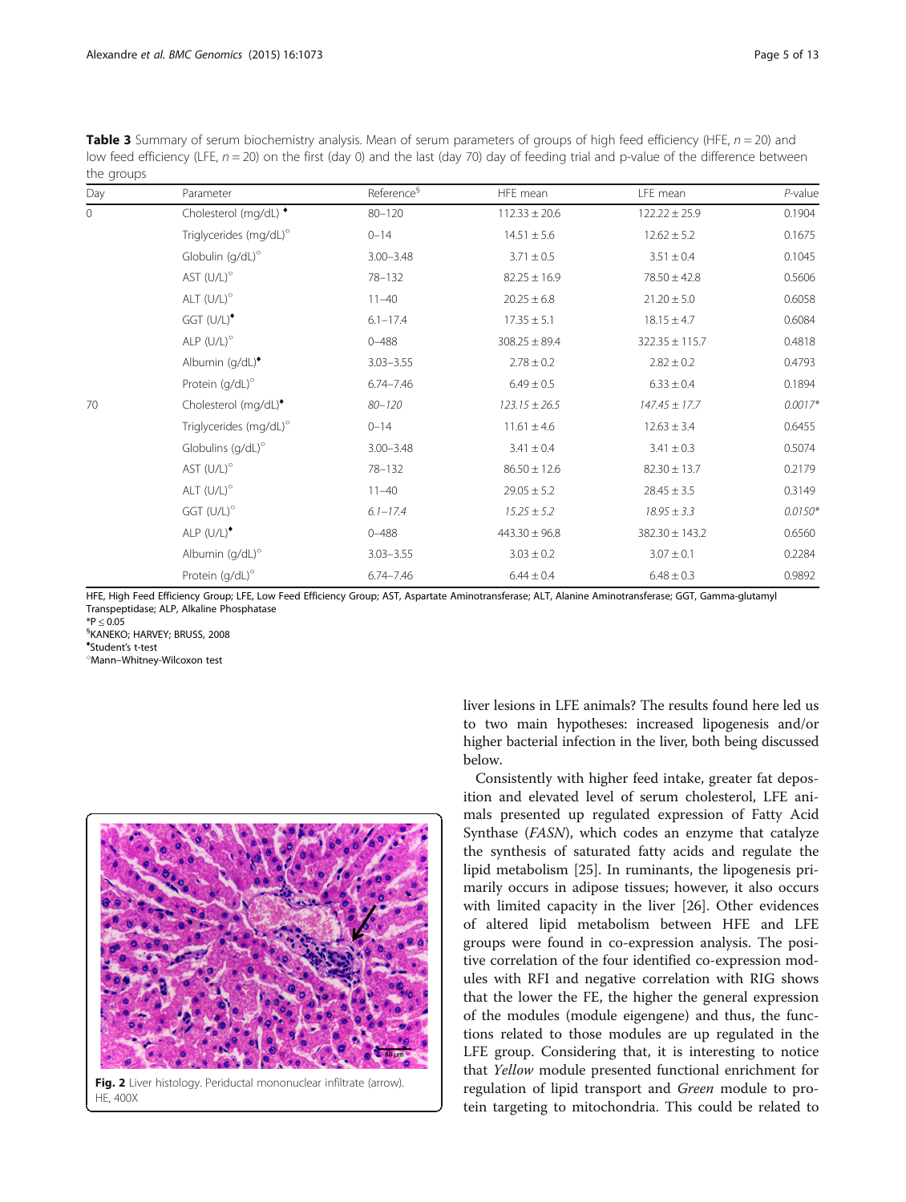**Table 3** Summary of serum biochemistry analysis. Mean of serum parameters of groups of high feed efficiency (HFE, $n = 20$) and low feed efficiency (LFE, $n = 20$) on the first (day 0) and the last (day 70) day of feeding trial and p-value of the difference between the groups

| Day | Parameter | Reference[§] | HFE mean | LFE mean | *P*-value |
|---|---|---|---|---|---|
| 0 | Cholesterol (mg/dL)[♦] | 80–120 | 112.33 ± 20.6 | 122.22 ± 25.9 | 0.1904 |
| | Triglycerides (mg/dL)[°] | 0–14 | 14.51 ± 5.6 | 12.62 ± 5.2 | 0.1675 |
| | Globulin (g/dL)[°] | 3.00–3.48 | 3.71 ± 0.5 | 3.51 ± 0.4 | 0.1045 |
| | AST (U/L)[°] | 78–132 | 82.25 ± 16.9 | 78.50 ± 42.8 | 0.5606 |
| | ALT (U/L)[°] | 11–40 | 20.25 ± 6.8 | 21.20 ± 5.0 | 0.6058 |
| | GGT (U/L)[♦] | 6.1–17.4 | 17.35 ± 5.1 | 18.15 ± 4.7 | 0.6084 |
| | ALP (U/L)[°] | 0–488 | 308.25 ± 89.4 | 322.35 ± 115.7 | 0.4818 |
| | Albumin (g/dL)[♦] | 3.03–3.55 | 2.78 ± 0.2 | 2.82 ± 0.2 | 0.4793 |
| | Protein (g/dL)[°] | 6.74–7.46 | 6.49 ± 0.5 | 6.33 ± 0.4 | 0.1894 |
| 70 | Cholesterol (mg/dL)[♦] | *80–120* | *123.15 ± 26.5* | *147.45 ± 17.7* | *0.0017** |
| | Triglycerides (mg/dL)[°] | 0–14 | 11.61 ± 4.6 | 12.63 ± 3.4 | 0.6455 |
| | Globulins (g/dL)[°] | 3.00–3.48 | 3.41 ± 0.4 | 3.41 ± 0.3 | 0.5074 |
| | AST (U/L)[°] | 78–132 | 86.50 ± 12.6 | 82.30 ± 13.7 | 0.2179 |
| | ALT (U/L)[°] | 11–40 | 29.05 ± 5.2 | 28.45 ± 3.5 | 0.3149 |
| | GGT (U/L)[°] | *6.1–17.4* | *15.25 ± 5.2* | *18.95 ± 3.3* | *0.0150** |
| | ALP (U/L)[♦] | 0–488 | 443.30 ± 96.8 | 382.30 ± 143.2 | 0.6560 |
| | Albumin (g/dL)[°] | 3.03–3.55 | 3.03 ± 0.2 | 3.07 ± 0.1 | 0.2284 |
| | Protein (g/dL)[°] | 6.74–7.46 | 6.44 ± 0.4 | 6.48 ± 0.3 | 0.9892 |

HFE, High Feed Efficiency Group; LFE, Low Feed Efficiency Group; AST, Aspartate Aminotransferase; ALT, Alanine Aminotransferase; GGT, Gamma-glutamyl Transpeptidase; ALP, Alkaline Phosphatase

*$P \leq 0.05$

[§]KANEKO; HARVEY; BRUSS, 2008

[♦]Student's t-test

[°]Mann–Whitney-Wilcoxon test

Fig. 2 Liver histology. Periductal mononuclear infiltrate (arrow). HE, 400X

liver lesions in LFE animals? The results found here led us to two main hypotheses: increased lipogenesis and/or higher bacterial infection in the liver, both being discussed below.

Consistently with higher feed intake, greater fat deposition and elevated level of serum cholesterol, LFE animals presented up regulated expression of Fatty Acid Synthase (*FASN*), which codes an enzyme that catalyze the synthesis of saturated fatty acids and regulate the lipid metabolism [25]. In ruminants, the lipogenesis primarily occurs in adipose tissues; however, it also occurs with limited capacity in the liver [26]. Other evidences of altered lipid metabolism between HFE and LFE groups were found in co-expression analysis. The positive correlation of the four identified co-expression modules with RFI and negative correlation with RIG shows that the lower the FE, the higher the general expression of the modules (module eigengene) and thus, the functions related to those modules are up regulated in the LFE group. Considering that, it is interesting to notice that *Yellow* module presented functional enrichment for regulation of lipid transport and *Green* module to protein targeting to mitochondria. This could be related to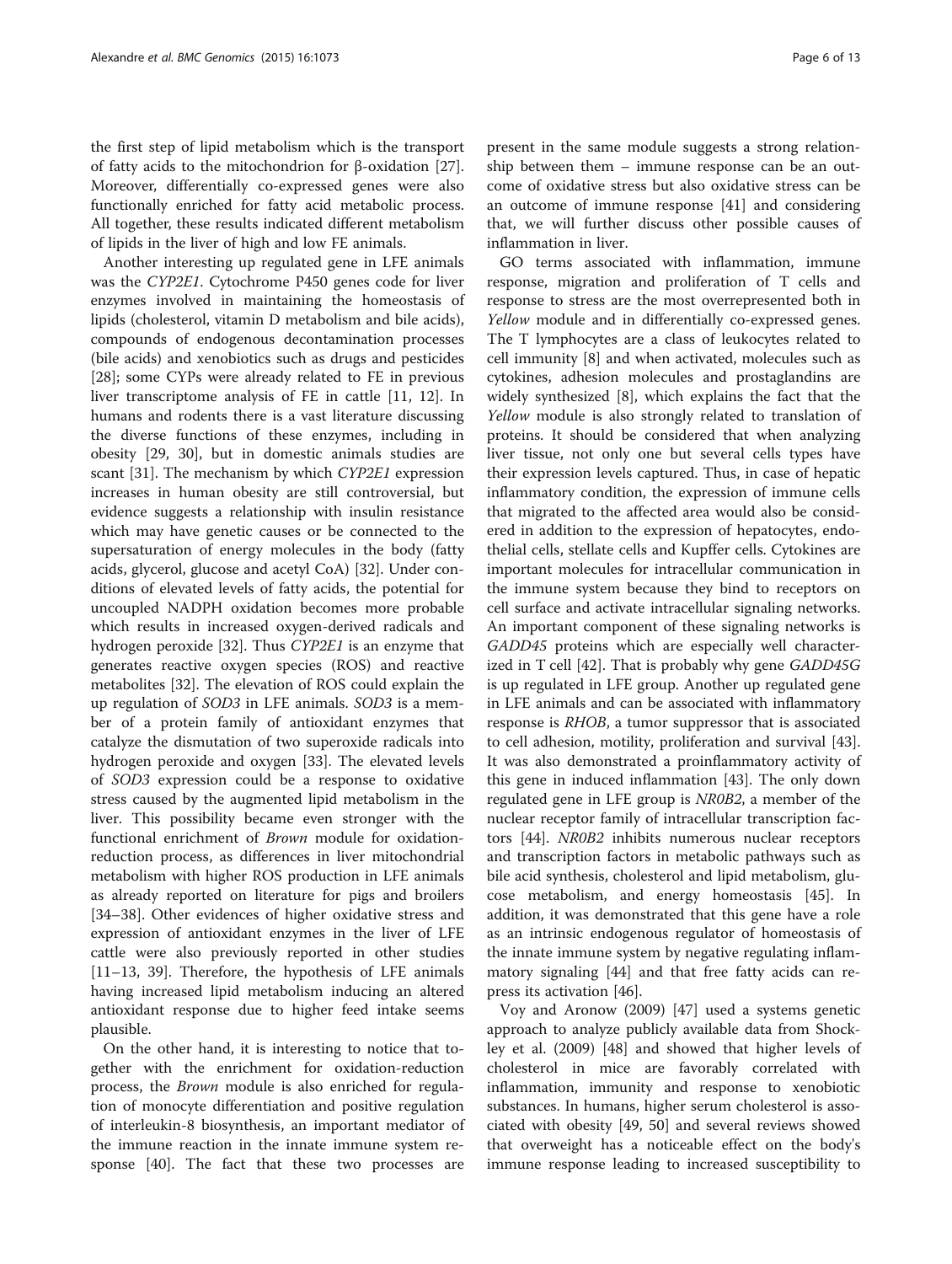the first step of lipid metabolism which is the transport of fatty acids to the mitochondrion for β-oxidation [27]. Moreover, differentially co-expressed genes were also functionally enriched for fatty acid metabolic process. All together, these results indicated different metabolism of lipids in the liver of high and low FE animals.

Another interesting up regulated gene in LFE animals was the *CYP2E1*. Cytochrome P450 genes code for liver enzymes involved in maintaining the homeostasis of lipids (cholesterol, vitamin D metabolism and bile acids), compounds of endogenous decontamination processes (bile acids) and xenobiotics such as drugs and pesticides [28]; some CYPs were already related to FE in previous liver transcriptome analysis of FE in cattle [11, 12]. In humans and rodents there is a vast literature discussing the diverse functions of these enzymes, including in obesity [29, 30], but in domestic animals studies are scant [31]. The mechanism by which *CYP2E1* expression increases in human obesity are still controversial, but evidence suggests a relationship with insulin resistance which may have genetic causes or be connected to the supersaturation of energy molecules in the body (fatty acids, glycerol, glucose and acetyl CoA) [32]. Under conditions of elevated levels of fatty acids, the potential for uncoupled NADPH oxidation becomes more probable which results in increased oxygen-derived radicals and hydrogen peroxide [32]. Thus *CYP2E1* is an enzyme that generates reactive oxygen species (ROS) and reactive metabolites [32]. The elevation of ROS could explain the up regulation of *SOD3* in LFE animals. *SOD3* is a member of a protein family of antioxidant enzymes that catalyze the dismutation of two superoxide radicals into hydrogen peroxide and oxygen [33]. The elevated levels of *SOD3* expression could be a response to oxidative stress caused by the augmented lipid metabolism in the liver. This possibility became even stronger with the functional enrichment of *Brown* module for oxidation-reduction process, as differences in liver mitochondrial metabolism with higher ROS production in LFE animals as already reported on literature for pigs and broilers [34–38]. Other evidences of higher oxidative stress and expression of antioxidant enzymes in the liver of LFE cattle were also previously reported in other studies [11–13, 39]. Therefore, the hypothesis of LFE animals having increased lipid metabolism inducing an altered antioxidant response due to higher feed intake seems plausible.

On the other hand, it is interesting to notice that together with the enrichment for oxidation-reduction process, the *Brown* module is also enriched for regulation of monocyte differentiation and positive regulation of interleukin-8 biosynthesis, an important mediator of the immune reaction in the innate immune system response [40]. The fact that these two processes are present in the same module suggests a strong relationship between them – immune response can be an outcome of oxidative stress but also oxidative stress can be an outcome of immune response [41] and considering that, we will further discuss other possible causes of inflammation in liver.

GO terms associated with inflammation, immune response, migration and proliferation of T cells and response to stress are the most overrepresented both in *Yellow* module and in differentially co-expressed genes. The T lymphocytes are a class of leukocytes related to cell immunity [8] and when activated, molecules such as cytokines, adhesion molecules and prostaglandins are widely synthesized [8], which explains the fact that the *Yellow* module is also strongly related to translation of proteins. It should be considered that when analyzing liver tissue, not only one but several cells types have their expression levels captured. Thus, in case of hepatic inflammatory condition, the expression of immune cells that migrated to the affected area would also be considered in addition to the expression of hepatocytes, endothelial cells, stellate cells and Kupffer cells. Cytokines are important molecules for intracellular communication in the immune system because they bind to receptors on cell surface and activate intracellular signaling networks. An important component of these signaling networks is *GADD45* proteins which are especially well characterized in T cell [42]. That is probably why gene *GADD45G* is up regulated in LFE group. Another up regulated gene in LFE animals and can be associated with inflammatory response is *RHOB*, a tumor suppressor that is associated to cell adhesion, motility, proliferation and survival [43]. It was also demonstrated a proinflammatory activity of this gene in induced inflammation [43]. The only down regulated gene in LFE group is *NR0B2*, a member of the nuclear receptor family of intracellular transcription factors [44]. *NR0B2* inhibits numerous nuclear receptors and transcription factors in metabolic pathways such as bile acid synthesis, cholesterol and lipid metabolism, glucose metabolism, and energy homeostasis [45]. In addition, it was demonstrated that this gene have a role as an intrinsic endogenous regulator of homeostasis of the innate immune system by negative regulating inflammatory signaling [44] and that free fatty acids can repress its activation [46].

Voy and Aronow (2009) [47] used a systems genetic approach to analyze publicly available data from Shockley et al. (2009) [48] and showed that higher levels of cholesterol in mice are favorably correlated with inflammation, immunity and response to xenobiotic substances. In humans, higher serum cholesterol is associated with obesity [49, 50] and several reviews showed that overweight has a noticeable effect on the body's immune response leading to increased susceptibility to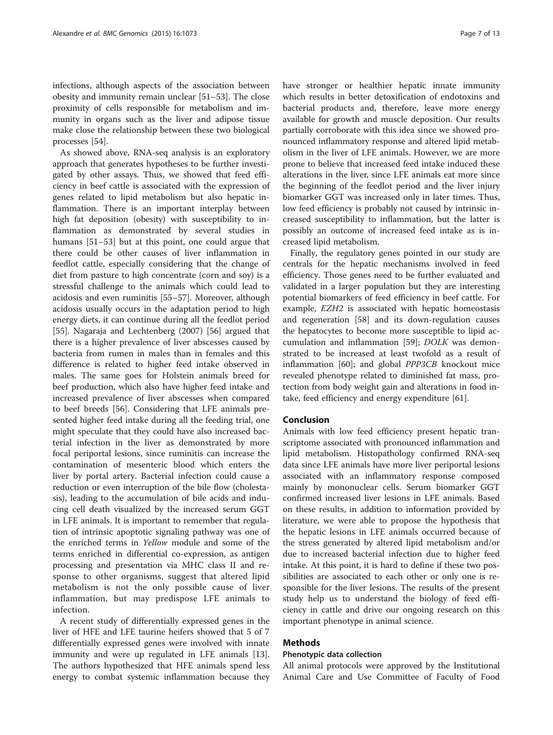infections, although aspects of the association between obesity and immunity remain unclear [51–53]. The close proximity of cells responsible for metabolism and immunity in organs such as the liver and adipose tissue make close the relationship between these two biological processes [54].

As showed above, RNA-seq analysis is an exploratory approach that generates hypotheses to be further investigated by other assays. Thus, we showed that feed efficiency in beef cattle is associated with the expression of genes related to lipid metabolism but also hepatic inflammation. There is an important interplay between high fat deposition (obesity) with susceptibility to inflammation as demonstrated by several studies in humans [51–53] but at this point, one could argue that there could be other causes of liver inflammation in feedlot cattle, especially considering that the change of diet from pasture to high concentrate (corn and soy) is a stressful challenge to the animals which could lead to acidosis and even ruminitis [55–57]. Moreover, although acidosis usually occurs in the adaptation period to high energy diets, it can continue during all the feedlot period [55]. Nagaraja and Lechtenberg (2007) [56] argued that there is a higher prevalence of liver abscesses caused by bacteria from rumen in males than in females and this difference is related to higher feed intake observed in males. The same goes for Holstein animals breed for beef production, which also have higher feed intake and increased prevalence of liver abscesses when compared to beef breeds [56]. Considering that LFE animals presented higher feed intake during all the feeding trial, one might speculate that they could have also increased bacterial infection in the liver as demonstrated by more focal periportal lesions, since ruminitis can increase the contamination of mesenteric blood which enters the liver by portal artery. Bacterial infection could cause a reduction or even interruption of the bile flow (cholestasis), leading to the accumulation of bile acids and inducing cell death visualized by the increased serum GGT in LFE animals. It is important to remember that regulation of intrinsic apoptotic signaling pathway was one of the enriched terms in *Yellow* module and some of the terms enriched in differential co-expression, as antigen processing and presentation via MHC class II and response to other organisms, suggest that altered lipid metabolism is not the only possible cause of liver inflammation, but may predispose LFE animals to infection.

A recent study of differentially expressed genes in the liver of HFE and LFE taurine heifers showed that 5 of 7 differentially expressed genes were involved with innate immunity and were up regulated in LFE animals [13]. The authors hypothesized that HFE animals spend less energy to combat systemic inflammation because they have stronger or healthier hepatic innate immunity which results in better detoxification of endotoxins and bacterial products and, therefore, leave more energy available for growth and muscle deposition. Our results partially corroborate with this idea since we showed pronounced inflammatory response and altered lipid metabolism in the liver of LFE animals. However, we are more prone to believe that increased feed intake induced these alterations in the liver, since LFE animals eat more since the beginning of the feedlot period and the liver injury biomarker GGT was increased only in later times. Thus, low feed efficiency is probably not caused by intrinsic increased susceptibility to inflammation, but the latter is possibly an outcome of increased feed intake as is increased lipid metabolism.

Finally, the regulatory genes pointed in our study are centrals for the hepatic mechanisms involved in feed efficiency. Those genes need to be further evaluated and validated in a larger population but they are interesting potential biomarkers of feed efficiency in beef cattle. For example, *EZH2* is associated with hepatic homeostasis and regeneration [58] and its down-regulation causes the hepatocytes to become more susceptible to lipid accumulation and inflammation [59]; *DOLK* was demonstrated to be increased at least twofold as a result of inflammation [60]; and global *PPP3CB* knockout mice revealed phenotype related to diminished fat mass, protection from body weight gain and alterations in food intake, feed efficiency and energy expenditure [61].

## Conclusion

Animals with low feed efficiency present hepatic transcriptome associated with pronounced inflammation and lipid metabolism. Histopathology confirmed RNA-seq data since LFE animals have more liver periportal lesions associated with an inflammatory response composed mainly by mononuclear cells. Serum biomarker GGT confirmed increased liver lesions in LFE animals. Based on these results, in addition to information provided by literature, we were able to propose the hypothesis that the hepatic lesions in LFE animals occurred because of the stress generated by altered lipid metabolism and/or due to increased bacterial infection due to higher feed intake. At this point, it is hard to define if these two possibilities are associated to each other or only one is responsible for the liver lesions. The results of the present study help us to understand the biology of feed efficiency in cattle and drive our ongoing research on this important phenotype in animal science.

## Methods

### Phenotypic data collection

All animal protocols were approved by the Institutional Animal Care and Use Committee of Faculty of Food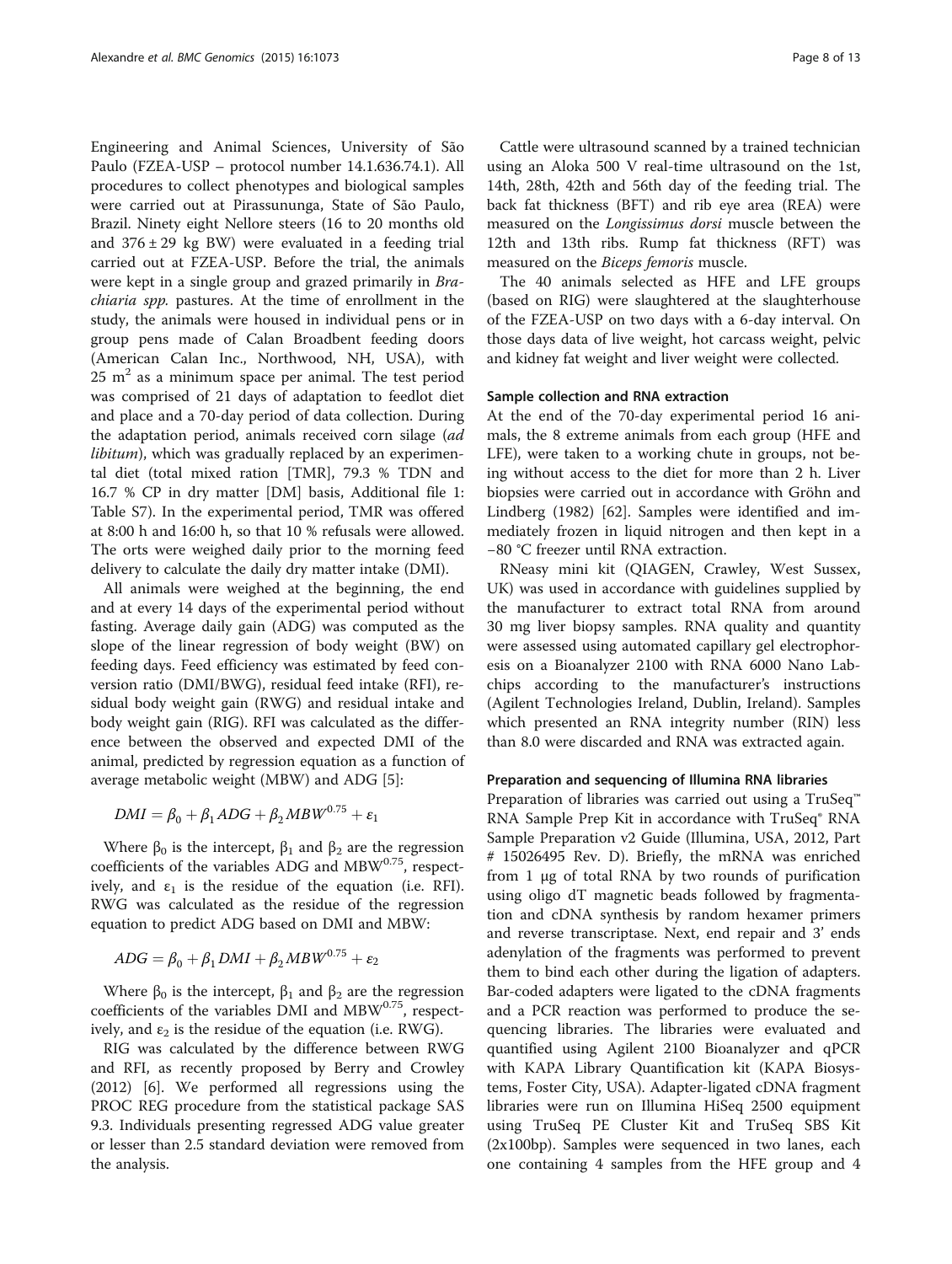Engineering and Animal Sciences, University of São Paulo (FZEA-USP – protocol number 14.1.636.74.1). All procedures to collect phenotypes and biological samples were carried out at Pirassununga, State of São Paulo, Brazil. Ninety eight Nellore steers (16 to 20 months old and 376 ± 29 kg BW) were evaluated in a feeding trial carried out at FZEA-USP. Before the trial, the animals were kept in a single group and grazed primarily in *Brachiaria spp.* pastures. At the time of enrollment in the study, the animals were housed in individual pens or in group pens made of Calan Broadbent feeding doors (American Calan Inc., Northwood, NH, USA), with 25 $m^2$ as a minimum space per animal. The test period was comprised of 21 days of adaptation to feedlot diet and place and a 70-day period of data collection. During the adaptation period, animals received corn silage (*ad libitum*), which was gradually replaced by an experimental diet (total mixed ration [TMR], 79.3 % TDN and 16.7 % CP in dry matter [DM] basis, Additional file 1: Table S7). In the experimental period, TMR was offered at 8:00 h and 16:00 h, so that 10 % refusals were allowed. The orts were weighed daily prior to the morning feed delivery to calculate the daily dry matter intake (DMI).

All animals were weighed at the beginning, the end and at every 14 days of the experimental period without fasting. Average daily gain (ADG) was computed as the slope of the linear regression of body weight (BW) on feeding days. Feed efficiency was estimated by feed conversion ratio (DMI/BWG), residual feed intake (RFI), residual body weight gain (RWG) and residual intake and body weight gain (RIG). RFI was calculated as the difference between the observed and expected DMI of the animal, predicted by regression equation as a function of average metabolic weight (MBW) and ADG [5]:

$$DMI = \beta_0 + \beta_1 ADG + \beta_2 MBW^{0.75} + \varepsilon_1$$

Where $\beta_0$ is the intercept, $\beta_1$ and $\beta_2$ are the regression coefficients of the variables ADG and $MBW^{0.75}$, respectively, and $\varepsilon_1$ is the residue of the equation (i.e. RFI). RWG was calculated as the residue of the regression equation to predict ADG based on DMI and MBW:

$$ADG = \beta_0 + \beta_1 DMI + \beta_2 MBW^{0.75} + \varepsilon_2$$

Where $\beta_0$ is the intercept, $\beta_1$ and $\beta_2$ are the regression coefficients of the variables DMI and $MBW^{0.75}$, respectively, and $\varepsilon_2$ is the residue of the equation (i.e. RWG).

RIG was calculated by the difference between RWG and RFI, as recently proposed by Berry and Crowley (2012) [6]. We performed all regressions using the PROC REG procedure from the statistical package SAS 9.3. Individuals presenting regressed ADG value greater or lesser than 2.5 standard deviation were removed from the analysis.

Cattle were ultrasound scanned by a trained technician using an Aloka 500 V real-time ultrasound on the 1st, 14th, 28th, 42th and 56th day of the feeding trial. The back fat thickness (BFT) and rib eye area (REA) were measured on the *Longissimus dorsi* muscle between the 12th and 13th ribs. Rump fat thickness (RFT) was measured on the *Biceps femoris* muscle.

The 40 animals selected as HFE and LFE groups (based on RIG) were slaughtered at the slaughterhouse of the FZEA-USP on two days with a 6-day interval. On those days data of live weight, hot carcass weight, pelvic and kidney fat weight and liver weight were collected.

### Sample collection and RNA extraction

At the end of the 70-day experimental period 16 animals, the 8 extreme animals from each group (HFE and LFE), were taken to a working chute in groups, not being without access to the diet for more than 2 h. Liver biopsies were carried out in accordance with Gröhn and Lindberg (1982) [62]. Samples were identified and immediately frozen in liquid nitrogen and then kept in a −80 °C freezer until RNA extraction.

RNeasy mini kit (QIAGEN, Crawley, West Sussex, UK) was used in accordance with guidelines supplied by the manufacturer to extract total RNA from around 30 mg liver biopsy samples. RNA quality and quantity were assessed using automated capillary gel electrophoresis on a Bioanalyzer 2100 with RNA 6000 Nano Labchips according to the manufacturer's instructions (Agilent Technologies Ireland, Dublin, Ireland). Samples which presented an RNA integrity number (RIN) less than 8.0 were discarded and RNA was extracted again.

### Preparation and sequencing of Illumina RNA libraries

Preparation of libraries was carried out using a TruSeq™ RNA Sample Prep Kit in accordance with TruSeq® RNA Sample Preparation v2 Guide (Illumina, USA, 2012, Part # 15026495 Rev. D). Briefly, the mRNA was enriched from 1 μg of total RNA by two rounds of purification using oligo dT magnetic beads followed by fragmentation and cDNA synthesis by random hexamer primers and reverse transcriptase. Next, end repair and 3' ends adenylation of the fragments was performed to prevent them to bind each other during the ligation of adapters. Bar-coded adapters were ligated to the cDNA fragments and a PCR reaction was performed to produce the sequencing libraries. The libraries were evaluated and quantified using Agilent 2100 Bioanalyzer and qPCR with KAPA Library Quantification kit (KAPA Biosystems, Foster City, USA). Adapter-ligated cDNA fragment libraries were run on Illumina HiSeq 2500 equipment using TruSeq PE Cluster Kit and TruSeq SBS Kit (2x100bp). Samples were sequenced in two lanes, each one containing 4 samples from the HFE group and 4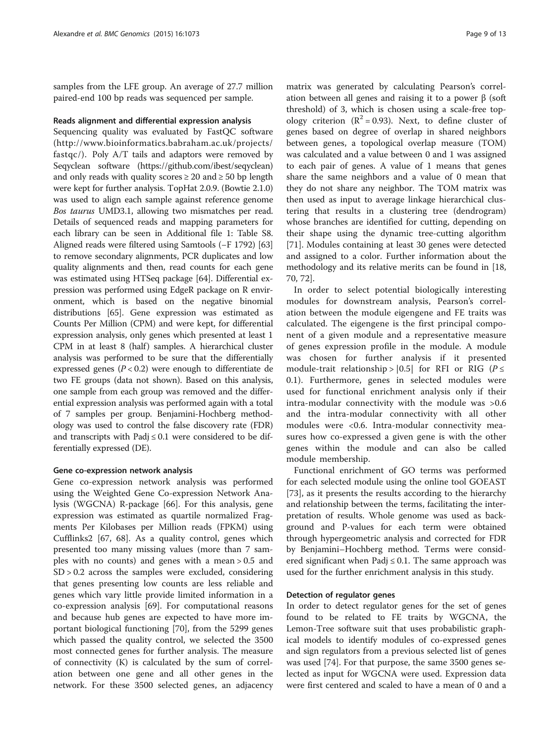samples from the LFE group. An average of 27.7 million paired-end 100 bp reads was sequenced per sample.

#### Reads alignment and differential expression analysis

Sequencing quality was evaluated by FastQC software (http://www.bioinformatics.babraham.ac.uk/projects/fastqc/). Poly A/T tails and adaptors were removed by Seqyclean software (https://github.com/ibest/seqyclean) and only reads with quality scores ≥ 20 and ≥ 50 bp length were kept for further analysis. TopHat 2.0.9. (Bowtie 2.1.0) was used to align each sample against reference genome *Bos taurus* UMD3.1, allowing two mismatches per read. Details of sequenced reads and mapping parameters for each library can be seen in Additional file 1: Table S8. Aligned reads were filtered using Samtools (–F 1792) [63] to remove secondary alignments, PCR duplicates and low quality alignments and then, read counts for each gene was estimated using HTSeq package [64]. Differential expression was performed using EdgeR package on R environment, which is based on the negative binomial distributions [65]. Gene expression was estimated as Counts Per Million (CPM) and were kept, for differential expression analysis, only genes which presented at least 1 CPM in at least 8 (half) samples. A hierarchical cluster analysis was performed to be sure that the differentially expressed genes ($P < 0.2$) were enough to differentiate de two FE groups (data not shown). Based on this analysis, one sample from each group was removed and the differential expression analysis was performed again with a total of 7 samples per group. Benjamini-Hochberg methodology was used to control the false discovery rate (FDR) and transcripts with Padj ≤ 0.1 were considered to be differentially expressed (DE).

#### Gene co-expression network analysis

Gene co-expression network analysis was performed using the Weighted Gene Co-expression Network Analysis (WGCNA) R-package [66]. For this analysis, gene expression was estimated as quartile normalized Fragments Per Kilobases per Million reads (FPKM) using Cufflinks2 [67, 68]. As a quality control, genes which presented too many missing values (more than 7 samples with no counts) and genes with a mean > 0.5 and SD > 0.2 across the samples were excluded, considering that genes presenting low counts are less reliable and genes which vary little provide limited information in a co-expression analysis [69]. For computational reasons and because hub genes are expected to have more important biological functioning [70], from the 5299 genes which passed the quality control, we selected the 3500 most connected genes for further analysis. The measure of connectivity (K) is calculated by the sum of correlation between one gene and all other genes in the network. For these 3500 selected genes, an adjacency matrix was generated by calculating Pearson's correlation between all genes and raising it to a power β (soft threshold) of 3, which is chosen using a scale-free topology criterion ($R^2 = 0.93$). Next, to define cluster of genes based on degree of overlap in shared neighbors between genes, a topological overlap measure (TOM) was calculated and a value between 0 and 1 was assigned to each pair of genes. A value of 1 means that genes share the same neighbors and a value of 0 mean that they do not share any neighbor. The TOM matrix was then used as input to average linkage hierarchical clustering that results in a clustering tree (dendrogram) whose branches are identified for cutting, depending on their shape using the dynamic tree-cutting algorithm [71]. Modules containing at least 30 genes were detected and assigned to a color. Further information about the methodology and its relative merits can be found in [18, 70, 72].

In order to select potential biologically interesting modules for downstream analysis, Pearson's correlation between the module eigengene and FE traits was calculated. The eigengene is the first principal component of a given module and a representative measure of genes expression profile in the module. A module was chosen for further analysis if it presented module-trait relationship > |0.5| for RFI or RIG ($P \leq 0.1$). Furthermore, genes in selected modules were used for functional enrichment analysis only if their intra-modular connectivity with the module was >0.6 and the intra-modular connectivity with all other modules were <0.6. Intra-modular connectivity measures how co-expressed a given gene is with the other genes within the module and can also be called module membership.

Functional enrichment of GO terms was performed for each selected module using the online tool GOEAST [73], as it presents the results according to the hierarchy and relationship between the terms, facilitating the interpretation of results. Whole genome was used as background and P-values for each term were obtained through hypergeometric analysis and corrected for FDR by Benjamini–Hochberg method. Terms were considered significant when Padj ≤ 0.1. The same approach was used for the further enrichment analysis in this study.

#### Detection of regulator genes

In order to detect regulator genes for the set of genes found to be related to FE traits by WGCNA, the Lemon-Tree software suit that uses probabilistic graphical models to identify modules of co-expressed genes and sign regulators from a previous selected list of genes was used [74]. For that purpose, the same 3500 genes selected as input for WGCNA were used. Expression data were first centered and scaled to have a mean of 0 and a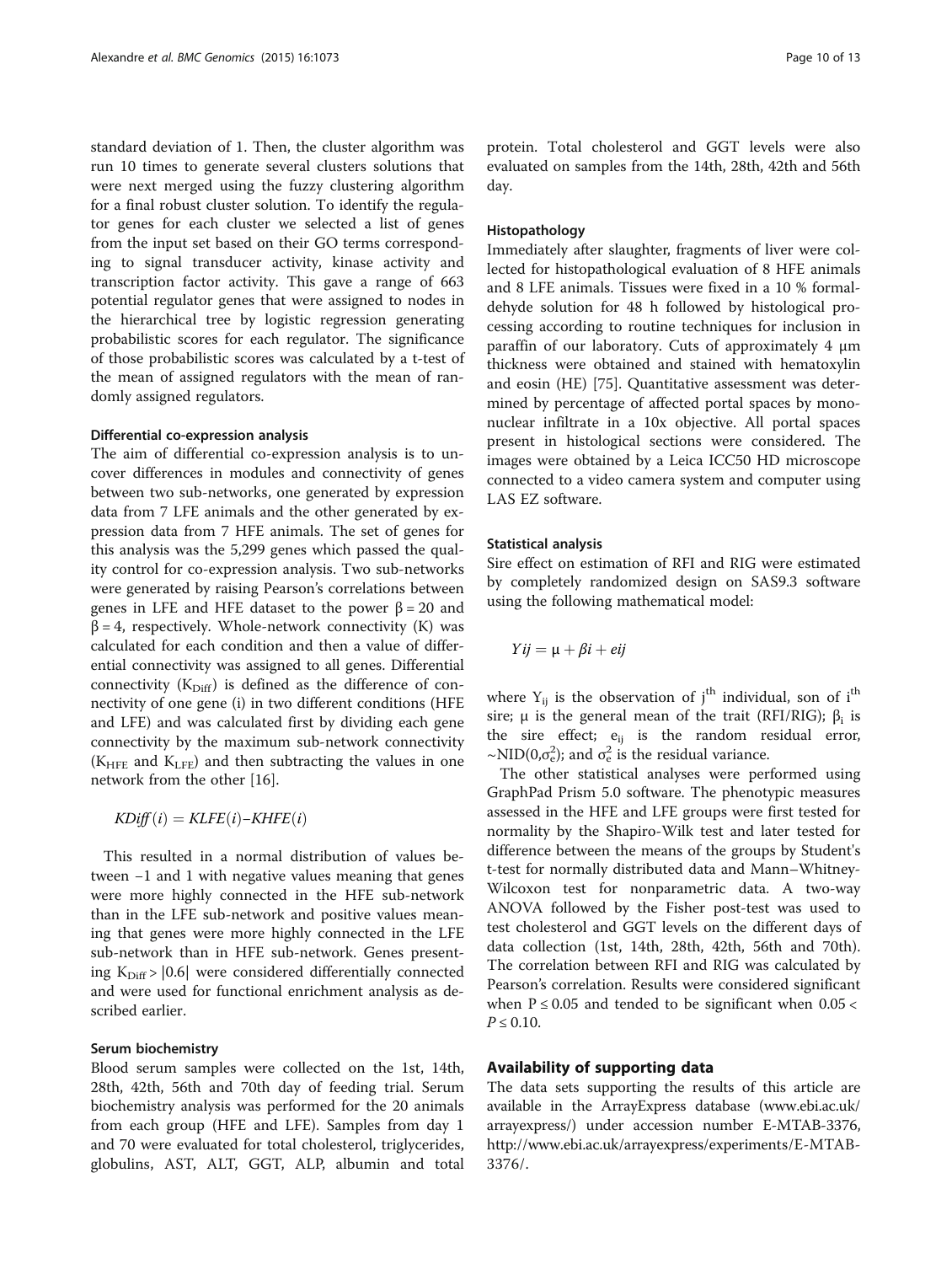standard deviation of 1. Then, the cluster algorithm was run 10 times to generate several clusters solutions that were next merged using the fuzzy clustering algorithm for a final robust cluster solution. To identify the regulator genes for each cluster we selected a list of genes from the input set based on their GO terms corresponding to signal transducer activity, kinase activity and transcription factor activity. This gave a range of 663 potential regulator genes that were assigned to nodes in the hierarchical tree by logistic regression generating probabilistic scores for each regulator. The significance of those probabilistic scores was calculated by a t-test of the mean of assigned regulators with the mean of randomly assigned regulators.

#### Differential co-expression analysis

The aim of differential co-expression analysis is to uncover differences in modules and connectivity of genes between two sub-networks, one generated by expression data from 7 LFE animals and the other generated by expression data from 7 HFE animals. The set of genes for this analysis was the 5,299 genes which passed the quality control for co-expression analysis. Two sub-networks were generated by raising Pearson's correlations between genes in LFE and HFE dataset to the power $\beta = 20$ and $\beta = 4$, respectively. Whole-network connectivity (K) was calculated for each condition and then a value of differential connectivity was assigned to all genes. Differential connectivity ($K_{Diff}$) is defined as the difference of connectivity of one gene (i) in two different conditions (HFE and LFE) and was calculated first by dividing each gene connectivity by the maximum sub-network connectivity ($K_{HFE}$ and $K_{LFE}$) and then subtracting the values in one network from the other [16].

$$KDiff(i) = KLFE(i) - KHFE(i)$$

This resulted in a normal distribution of values between −1 and 1 with negative values meaning that genes were more highly connected in the HFE sub-network than in the LFE sub-network and positive values meaning that genes were more highly connected in the LFE sub-network than in HFE sub-network. Genes presenting $K_{Diff} > |0.6|$ were considered differentially connected and were used for functional enrichment analysis as described earlier.

#### Serum biochemistry

Blood serum samples were collected on the 1st, 14th, 28th, 42th, 56th and 70th day of feeding trial. Serum biochemistry analysis was performed for the 20 animals from each group (HFE and LFE). Samples from day 1 and 70 were evaluated for total cholesterol, triglycerides, globulins, AST, ALT, GGT, ALP, albumin and total protein. Total cholesterol and GGT levels were also evaluated on samples from the 14th, 28th, 42th and 56th day.

#### Histopathology

Immediately after slaughter, fragments of liver were collected for histopathological evaluation of 8 HFE animals and 8 LFE animals. Tissues were fixed in a 10 % formaldehyde solution for 48 h followed by histological processing according to routine techniques for inclusion in paraffin of our laboratory. Cuts of approximately 4 μm thickness were obtained and stained with hematoxylin and eosin (HE) [75]. Quantitative assessment was determined by percentage of affected portal spaces by mononuclear infiltrate in a 10x objective. All portal spaces present in histological sections were considered. The images were obtained by a Leica ICC50 HD microscope connected to a video camera system and computer using LAS EZ software.

#### Statistical analysis

Sire effect on estimation of RFI and RIG were estimated by completely randomized design on SAS9.3 software using the following mathematical model:

$$Yij = \mu + \beta i + eij$$

where $Y_{ij}$ is the observation of $j^{th}$ individual, son of $i^{th}$ sire; μ is the general mean of the trait (RFI/RIG); $\beta_i$ is the sire effect; $e_{ij}$ is the random residual error, $\sim NID(0, \sigma_e^2)$; and $\sigma_e^2$ is the residual variance.

The other statistical analyses were performed using GraphPad Prism 5.0 software. The phenotypic measures assessed in the HFE and LFE groups were first tested for normality by the Shapiro-Wilk test and later tested for difference between the means of the groups by Student's t-test for normally distributed data and Mann–Whitney-Wilcoxon test for nonparametric data. A two-way ANOVA followed by the Fisher post-test was used to test cholesterol and GGT levels on the different days of data collection (1st, 14th, 28th, 42th, 56th and 70th). The correlation between RFI and RIG was calculated by Pearson's correlation. Results were considered significant when $P \leq 0.05$ and tended to be significant when $0.05 < P \leq 0.10$.

### Availability of supporting data

The data sets supporting the results of this article are available in the ArrayExpress database (www.ebi.ac.uk/arrayexpress/) under accession number E-MTAB-3376, http://www.ebi.ac.uk/arrayexpress/experiments/E-MTAB-3376/.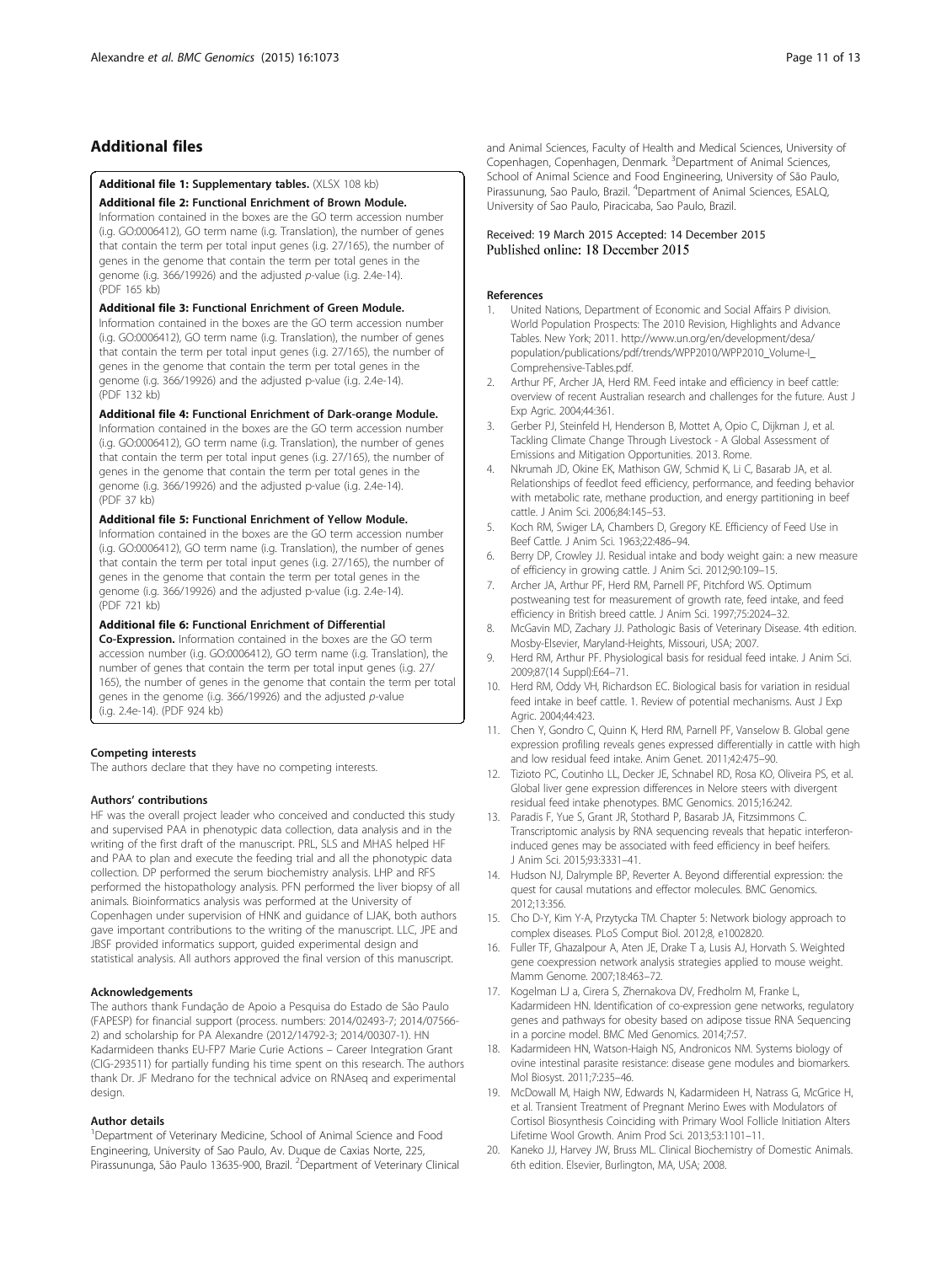## Additional files

**Additional file 1: Supplementary tables.** (XLSX 108 kb)

**Additional file 2: Functional Enrichment of Brown Module.** Information contained in the boxes are the GO term accession number (i.g. GO:0006412), GO term name (i.g. Translation), the number of genes that contain the term per total input genes (i.g. 27/165), the number of genes in the genome that contain the term per total genes in the genome (i.g. 366/19926) and the adjusted *p*-value (i.g. 2.4e-14). (PDF 165 kb)

**Additional file 3: Functional Enrichment of Green Module.** Information contained in the boxes are the GO term accession number (i.g. GO:0006412), GO term name (i.g. Translation), the number of genes that contain the term per total input genes (i.g. 27/165), the number of genes in the genome that contain the term per total genes in the genome (i.g. 366/19926) and the adjusted p-value (i.g. 2.4e-14). (PDF 132 kb)

**Additional file 4: Functional Enrichment of Dark-orange Module.** Information contained in the boxes are the GO term accession number (i.g. GO:0006412), GO term name (i.g. Translation), the number of genes that contain the term per total input genes (i.g. 27/165), the number of genes in the genome that contain the term per total genes in the genome (i.g. 366/19926) and the adjusted p-value (i.g. 2.4e-14). (PDF 37 kb)

**Additional file 5: Functional Enrichment of Yellow Module.** Information contained in the boxes are the GO term accession number (i.g. GO:0006412), GO term name (i.g. Translation), the number of genes that contain the term per total input genes (i.g. 27/165), the number of genes in the genome that contain the term per total genes in the genome (i.g. 366/19926) and the adjusted p-value (i.g. 2.4e-14). (PDF 721 kb)

**Additional file 6: Functional Enrichment of Differential Co-Expression.** Information contained in the boxes are the GO term accession number (i.g. GO:0006412), GO term name (i.g. Translation), the number of genes that contain the term per total input genes (i.g. 27/165), the number of genes in the genome that contain the term per total genes in the genome (i.g. 366/19926) and the adjusted *p*-value (i.g. 2.4e-14). (PDF 924 kb)

### Competing interests

The authors declare that they have no competing interests.

### Authors' contributions

HF was the overall project leader who conceived and conducted this study and supervised PAA in phenotypic data collection, data analysis and in the writing of the first draft of the manuscript. PRL, SLS and MHAS helped HF and PAA to plan and execute the feeding trial and all the phonotypic data collection. DP performed the serum biochemistry analysis. LHP and RFS performed the histopathology analysis. PFN performed the liver biopsy of all animals. Bioinformatics analysis was performed at the University of Copenhagen under supervision of HNK and guidance of LJAK, both authors gave important contributions to the writing of the manuscript. LLC, JPE and JBSF provided informatics support, guided experimental design and statistical analysis. All authors approved the final version of this manuscript.

### Acknowledgements

The authors thank Fundação de Apoio a Pesquisa do Estado de São Paulo (FAPESP) for financial support (process. numbers: 2014/02493-7; 2014/07566-2) and scholarship for PA Alexandre (2012/14792-3; 2014/00307-1). HN Kadarmideen thanks EU-FP7 Marie Curie Actions – Career Integration Grant (CIG-293511) for partially funding his time spent on this research. The authors thank Dr. JF Medrano for the technical advice on RNAseq and experimental design.

### Author details

[1]Department of Veterinary Medicine, School of Animal Science and Food Engineering, University of Sao Paulo, Av. Duque de Caxias Norte, 225, Pirassununga, São Paulo 13635-900, Brazil. [2]Department of Veterinary Clinical and Animal Sciences, Faculty of Health and Medical Sciences, University of Copenhagen, Copenhagen, Denmark. [3]Department of Animal Sciences, School of Animal Science and Food Engineering, University of São Paulo, Pirassunung, Sao Paulo, Brazil. [4]Department of Animal Sciences, ESALQ, University of Sao Paulo, Piracicaba, Sao Paulo, Brazil.

Received: 19 March 2015 Accepted: 14 December 2015
Published online: 18 December 2015

### References

1. United Nations, Department of Economic and Social Affairs P division. World Population Prospects: The 2010 Revision, Highlights and Advance Tables. New York; 2011. http://www.un.org/en/development/desa/population/publications/pdf/trends/WPP2010/WPP2010_Volume-I_Comprehensive-Tables.pdf.
2. Arthur PF, Archer JA, Herd RM. Feed intake and efficiency in beef cattle: overview of recent Australian research and challenges for the future. Aust J Exp Agric. 2004;44:361.
3. Gerber PJ, Steinfeld H, Henderson B, Mottet A, Opio C, Dijkman J, et al. Tackling Climate Change Through Livestock - A Global Assessment of Emissions and Mitigation Opportunities. 2013. Rome.
4. Nkrumah JD, Okine EK, Mathison GW, Schmid K, Li C, Basarab JA, et al. Relationships of feedlot feed efficiency, performance, and feeding behavior with metabolic rate, methane production, and energy partitioning in beef cattle. J Anim Sci. 2006;84:145–53.
5. Koch RM, Swiger LA, Chambers D, Gregory KE. Efficiency of Feed Use in Beef Cattle. J Anim Sci. 1963;22:486–94.
6. Berry DP, Crowley JJ. Residual intake and body weight gain: a new measure of efficiency in growing cattle. J Anim Sci. 2012;90:109–15.
7. Archer JA, Arthur PF, Herd RM, Parnell PF, Pitchford WS. Optimum postweaning test for measurement of growth rate, feed intake, and feed efficiency in British breed cattle. J Anim Sci. 1997;75:2024–32.
8. McGavin MD, Zachary JJ. Pathologic Basis of Veterinary Disease. 4th edition. Mosby-Elsevier, Maryland-Heights, Missouri, USA; 2007.
9. Herd RM, Arthur PF. Physiological basis for residual feed intake. J Anim Sci. 2009;87(14 Suppl):E64–71.
10. Herd RM, Oddy VH, Richardson EC. Biological basis for variation in residual feed intake in beef cattle. 1. Review of potential mechanisms. Aust J Exp Agric. 2004;44:423.
11. Chen Y, Gondro C, Quinn K, Herd RM, Parnell PF, Vanselow B. Global gene expression profiling reveals genes expressed differentially in cattle with high and low residual feed intake. Anim Genet. 2011;42:475–90.
12. Tizioto PC, Coutinho LL, Decker JE, Schnabel RD, Rosa KO, Oliveira PS, et al. Global liver gene expression differences in Nelore steers with divergent residual feed intake phenotypes. BMC Genomics. 2015;16:242.
13. Paradis F, Yue S, Grant JR, Stothard P, Basarab JA, Fitzsimmons C. Transcriptomic analysis by RNA sequencing reveals that hepatic interferon-induced genes may be associated with feed efficiency in beef heifers. J Anim Sci. 2015;93:3331–41.
14. Hudson NJ, Dalrymple BP, Reverter A. Beyond differential expression: the quest for causal mutations and effector molecules. BMC Genomics. 2012;13:356.
15. Cho D-Y, Kim Y-A, Przytycka TM. Chapter 5: Network biology approach to complex diseases. PLoS Comput Biol. 2012;8, e1002820.
16. Fuller TF, Ghazalpour A, Aten JE, Drake T a, Lusis AJ, Horvath S. Weighted gene coexpression network analysis strategies applied to mouse weight. Mamm Genome. 2007;18:463–72.
17. Kogelman LJ a, Cirera S, Zhernakova DV, Fredholm M, Franke L, Kadarmideen HN. Identification of co-expression gene networks, regulatory genes and pathways for obesity based on adipose tissue RNA Sequencing in a porcine model. BMC Med Genomics. 2014;7:57.
18. Kadarmideen HN, Watson-Haigh NS, Andronicos NM. Systems biology of ovine intestinal parasite resistance: disease gene modules and biomarkers. Mol Biosyst. 2011;7:235–46.
19. McDowall M, Haigh NW, Edwards N, Kadarmideen H, Natrass G, McGrice H, et al. Transient Treatment of Pregnant Merino Ewes with Modulators of Cortisol Biosynthesis Coinciding with Primary Wool Follicle Initiation Alters Lifetime Wool Growth. Anim Prod Sci. 2013;53:1101–11.
20. Kaneko JJ, Harvey JW, Bruss ML. Clinical Biochemistry of Domestic Animals. 6th edition. Elsevier, Burlington, MA, USA; 2008.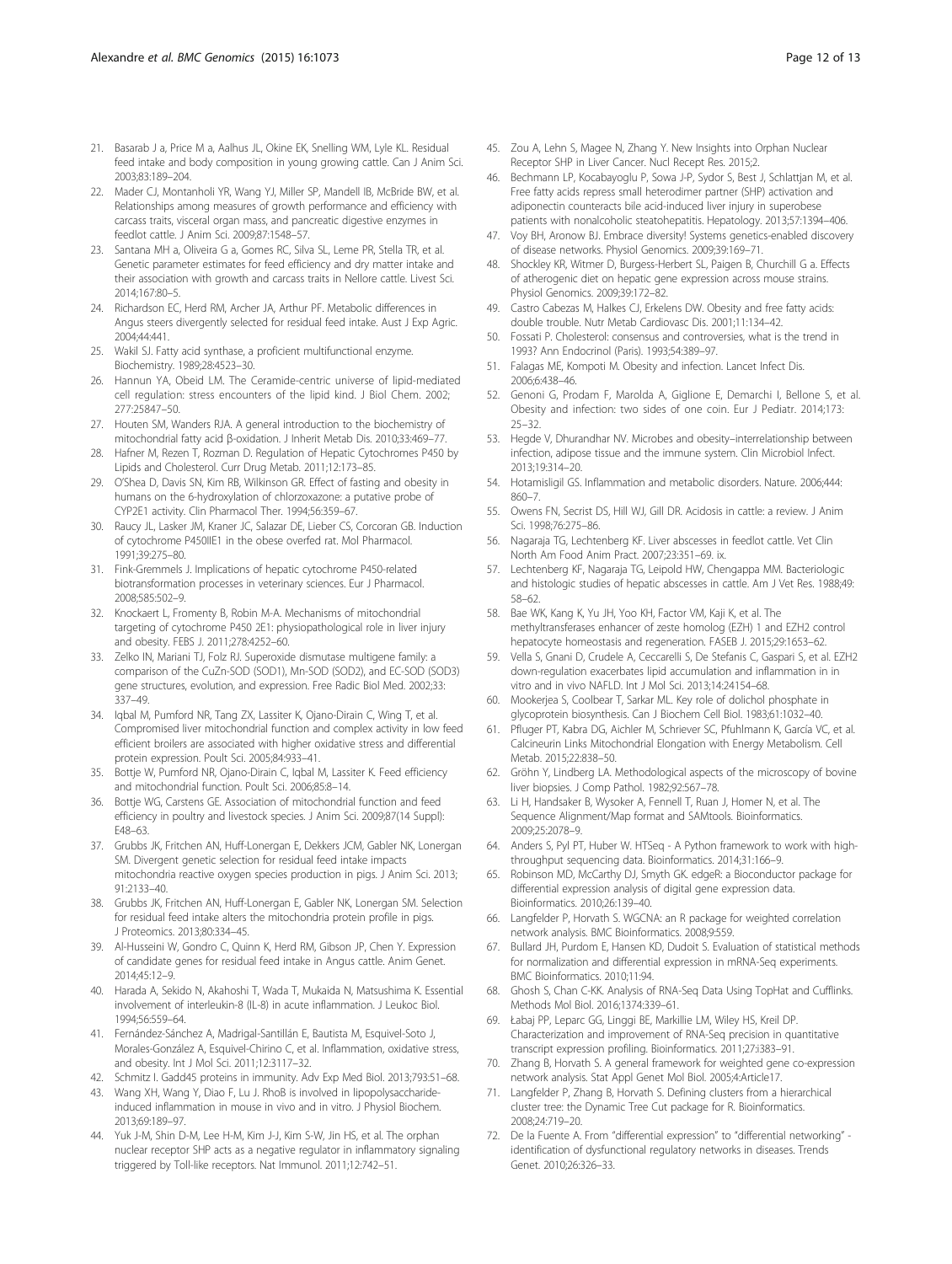21. Basarab J a, Price M a, Aalhus JL, Okine EK, Snelling WM, Lyle KL. Residual feed intake and body composition in young growing cattle. Can J Anim Sci. 2003;83:189–204.
22. Mader CJ, Montanholi YR, Wang YJ, Miller SP, Mandell IB, McBride BW, et al. Relationships among measures of growth performance and efficiency with carcass traits, visceral organ mass, and pancreatic digestive enzymes in feedlot cattle. J Anim Sci. 2009;87:1548–57.
23. Santana MH a, Oliveira G a, Gomes RC, Silva SL, Leme PR, Stella TR, et al. Genetic parameter estimates for feed efficiency and dry matter intake and their association with growth and carcass traits in Nellore cattle. Livest Sci. 2014;167:80–5.
24. Richardson EC, Herd RM, Archer JA, Arthur PF. Metabolic differences in Angus steers divergently selected for residual feed intake. Aust J Exp Agric. 2004;44:441.
25. Wakil SJ. Fatty acid synthase, a proficient multifunctional enzyme. Biochemistry. 1989;28:4523–30.
26. Hannun YA, Obeid LM. The Ceramide-centric universe of lipid-mediated cell regulation: stress encounters of the lipid kind. J Biol Chem. 2002; 277:25847–50.
27. Houten SM, Wanders RJA. A general introduction to the biochemistry of mitochondrial fatty acid β-oxidation. J Inherit Metab Dis. 2010;33:469–77.
28. Hafner M, Rezen T, Rozman D. Regulation of Hepatic Cytochromes P450 by Lipids and Cholesterol. Curr Drug Metab. 2011;12:173–85.
29. O'Shea D, Davis SN, Kim RB, Wilkinson GR. Effect of fasting and obesity in humans on the 6-hydroxylation of chlorzoxazone: a putative probe of CYP2E1 activity. Clin Pharmacol Ther. 1994;56:359–67.
30. Raucy JL, Lasker JM, Kraner JC, Salazar DE, Lieber CS, Corcoran GB. Induction of cytochrome P450IIE1 in the obese overfed rat. Mol Pharmacol. 1991;39:275–80.
31. Fink-Gremmels J. Implications of hepatic cytochrome P450-related biotransformation processes in veterinary sciences. Eur J Pharmacol. 2008;585:502–9.
32. Knockaert L, Fromenty B, Robin M-A. Mechanisms of mitochondrial targeting of cytochrome P450 2E1: physiopathological role in liver injury and obesity. FEBS J. 2011;278:4252–60.
33. Zelko IN, Mariani TJ, Folz RJ. Superoxide dismutase multigene family: a comparison of the CuZn-SOD (SOD1), Mn-SOD (SOD2), and EC-SOD (SOD3) gene structures, evolution, and expression. Free Radic Biol Med. 2002;33: 337–49.
34. Iqbal M, Pumford NR, Tang ZX, Lassiter K, Ojano-Dirain C, Wing T, et al. Compromised liver mitochondrial function and complex activity in low feed efficient broilers are associated with higher oxidative stress and differential protein expression. Poult Sci. 2005;84:933–41.
35. Bottje W, Pumford NR, Ojano-Dirain C, Iqbal M, Lassiter K. Feed efficiency and mitochondrial function. Poult Sci. 2006;85:8–14.
36. Bottje WG, Carstens GE. Association of mitochondrial function and feed efficiency in poultry and livestock species. J Anim Sci. 2009;87(14 Suppl): E48–63.
37. Grubbs JK, Fritchen AN, Huff-Lonergan E, Dekkers JCM, Gabler NK, Lonergan SM. Divergent genetic selection for residual feed intake impacts mitochondria reactive oxygen species production in pigs. J Anim Sci. 2013; 91:2133–40.
38. Grubbs JK, Fritchen AN, Huff-Lonergan E, Gabler NK, Lonergan SM. Selection for residual feed intake alters the mitochondria protein profile in pigs. J Proteomics. 2013;80:334–45.
39. Al-Husseini W, Gondro C, Quinn K, Herd RM, Gibson JP, Chen Y. Expression of candidate genes for residual feed intake in Angus cattle. Anim Genet. 2014;45:12–9.
40. Harada A, Sekido N, Akahoshi T, Wada T, Mukaida N, Matsushima K. Essential involvement of interleukin-8 (IL-8) in acute inflammation. J Leukoc Biol. 1994;56:559–64.
41. Fernández-Sánchez A, Madrigal-Santillán E, Bautista M, Esquivel-Soto J, Morales-González A, Esquivel-Chirino C, et al. Inflammation, oxidative stress, and obesity. Int J Mol Sci. 2011;12:3117–32.
42. Schmitz I. Gadd45 proteins in immunity. Adv Exp Med Biol. 2013;793:51–68.
43. Wang XH, Wang Y, Diao F, Lu J. RhoB is involved in lipopolysaccharide-induced inflammation in mouse in vivo and in vitro. J Physiol Biochem. 2013;69:189–97.
44. Yuk J-M, Shin D-M, Lee H-M, Kim J-J, Kim S-W, Jin HS, et al. The orphan nuclear receptor SHP acts as a negative regulator in inflammatory signaling triggered by Toll-like receptors. Nat Immunol. 2011;12:742–51.
45. Zou A, Lehn S, Magee N, Zhang Y. New Insights into Orphan Nuclear Receptor SHP in Liver Cancer. Nucl Recept Res. 2015;2.
46. Bechmann LP, Kocabayoglu P, Sowa J-P, Sydor S, Best J, Schlattjan M, et al. Free fatty acids repress small heterodimer partner (SHP) activation and adiponectin counteracts bile acid-induced liver injury in superobese patients with nonalcoholic steatohepatitis. Hepatology. 2013;57:1394–406.
47. Voy BH, Aronow BJ. Embrace diversity! Systems genetics-enabled discovery of disease networks. Physiol Genomics. 2009;39:169–71.
48. Shockley KR, Witmer D, Burgess-Herbert SL, Paigen B, Churchill G a. Effects of atherogenic diet on hepatic gene expression across mouse strains. Physiol Genomics. 2009;39:172–82.
49. Castro Cabezas M, Halkes CJ, Erkelens DW. Obesity and free fatty acids: double trouble. Nutr Metab Cardiovasc Dis. 2001;11:134–42.
50. Fossati P. Cholesterol: consensus and controversies, what is the trend in 1993? Ann Endocrinol (Paris). 1993;54:389–97.
51. Falagas ME, Kompoti M. Obesity and infection. Lancet Infect Dis. 2006;6:438–46.
52. Genoni G, Prodam F, Marolda A, Giglione E, Demarchi I, Bellone S, et al. Obesity and infection: two sides of one coin. Eur J Pediatr. 2014;173: 25–32.
53. Hegde V, Dhurandhar NV. Microbes and obesity–interrelationship between infection, adipose tissue and the immune system. Clin Microbiol Infect. 2013;19:314–20.
54. Hotamisligil GS. Inflammation and metabolic disorders. Nature. 2006;444: 860–7.
55. Owens FN, Secrist DS, Hill WJ, Gill DR. Acidosis in cattle: a review. J Anim Sci. 1998;76:275–86.
56. Nagaraja TG, Lechtenberg KF. Liver abscesses in feedlot cattle. Vet Clin North Am Food Anim Pract. 2007;23:351–69. ix.
57. Lechtenberg KF, Nagaraja TG, Leipold HW, Chengappa MM. Bacteriologic and histologic studies of hepatic abscesses in cattle. Am J Vet Res. 1988;49: 58–62.
58. Bae WK, Kang K, Yu JH, Yoo KH, Factor VM, Kaji K, et al. The methyltransferases enhancer of zeste homolog (EZH) 1 and EZH2 control hepatocyte homeostasis and regeneration. FASEB J. 2015;29:1653–62.
59. Vella S, Gnani D, Crudele A, Ceccarelli S, De Stefanis C, Gaspari S, et al. EZH2 down-regulation exacerbates lipid accumulation and inflammation in in vitro and in vivo NAFLD. Int J Mol Sci. 2013;14:24154–68.
60. Mookerjea S, Coolbear T, Sarkar ML. Key role of dolichol phosphate in glycoprotein biosynthesis. Can J Biochem Cell Biol. 1983;61:1032–40.
61. Pfluger PT, Kabra DG, Aichler M, Schriever SC, Pfuhlmann K, García VC, et al. Calcineurin Links Mitochondrial Elongation with Energy Metabolism. Cell Metab. 2015;22:838–50.
62. Gröhn Y, Lindberg LA. Methodological aspects of the microscopy of bovine liver biopsies. J Comp Pathol. 1982;92:567–78.
63. Li H, Handsaker B, Wysoker A, Fennell T, Ruan J, Homer N, et al. The Sequence Alignment/Map format and SAMtools. Bioinformatics. 2009;25:2078–9.
64. Anders S, Pyl PT, Huber W. HTSeq - A Python framework to work with high-throughput sequencing data. Bioinformatics. 2014;31:166–9.
65. Robinson MD, McCarthy DJ, Smyth GK. edgeR: a Bioconductor package for differential expression analysis of digital gene expression data. Bioinformatics. 2010;26:139–40.
66. Langfelder P, Horvath S. WGCNA: an R package for weighted correlation network analysis. BMC Bioinformatics. 2008;9:559.
67. Bullard JH, Purdom E, Hansen KD, Dudoit S. Evaluation of statistical methods for normalization and differential expression in mRNA-Seq experiments. BMC Bioinformatics. 2010;11:94.
68. Ghosh S, Chan C-KK. Analysis of RNA-Seq Data Using TopHat and Cufflinks. Methods Mol Biol. 2016;1374:339–61.
69. Łabaj PP, Leparc GG, Linggi BE, Markillie LM, Wiley HS, Kreil DP. Characterization and improvement of RNA-Seq precision in quantitative transcript expression profiling. Bioinformatics. 2011;27:i383–91.
70. Zhang B, Horvath S. A general framework for weighted gene co-expression network analysis. Stat Appl Genet Mol Biol. 2005;4:Article17.
71. Langfelder P, Zhang B, Horvath S. Defining clusters from a hierarchical cluster tree: the Dynamic Tree Cut package for R. Bioinformatics. 2008;24:719–20.
72. De la Fuente A. From "differential expression" to "differential networking" - identification of dysfunctional regulatory networks in diseases. Trends Genet. 2010;26:326–33.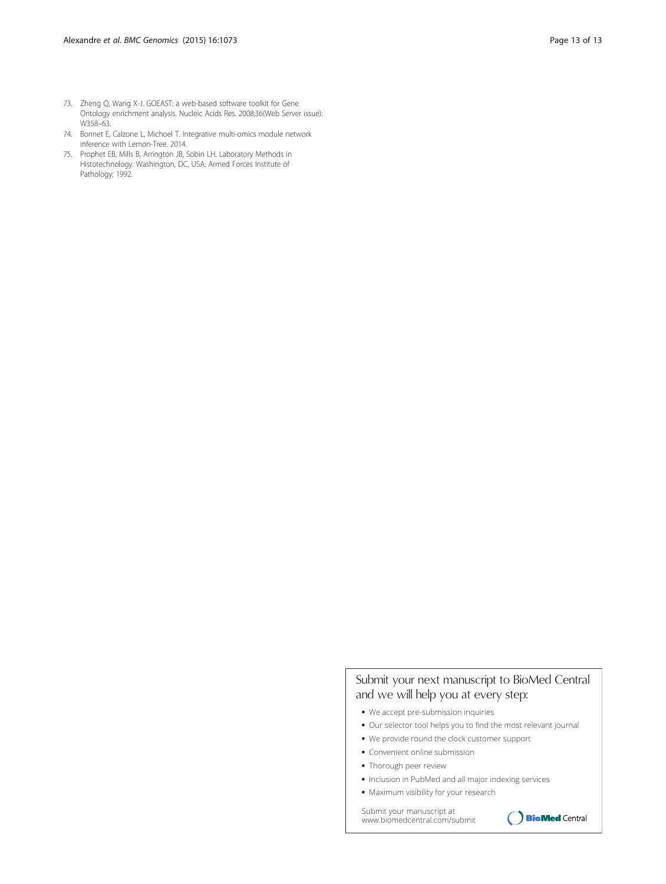73. Zheng Q, Wang X-J. GOEAST: a web-based software toolkit for Gene Ontology enrichment analysis. Nucleic Acids Res. 2008;36(Web Server issue): W358–63.
74. Bonnet E, Calzone L, Michoel T. Integrative multi-omics module network inference with Lemon-Tree. 2014.
75. Prophet EB, Mills B, Arrington JB, Sobin LH. Laboratory Methods in Histotechnology. Washington, DC, USA: Armed Forces Institute of Pathology; 1992.

Submit your next manuscript to BioMed Central and we will help you at every step:

- We accept pre-submission inquiries
- Our selector tool helps you to find the most relevant journal
- We provide round the clock customer support
- Convenient online submission
- Thorough peer review
- Inclusion in PubMed and all major indexing services
- Maximum visibility for your research

Submit your manuscript at
www.biomedcentral.com/submit

BioMed Central